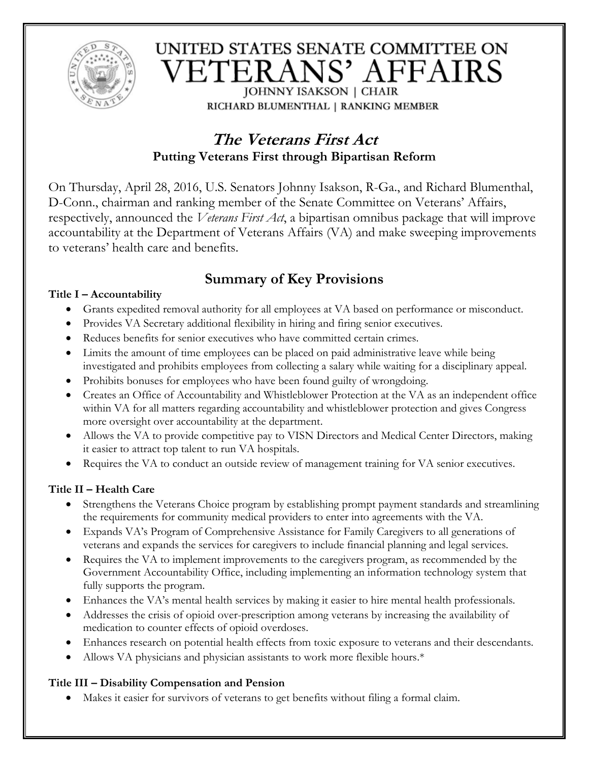# UNITED STATES SENATE COMMITTEE ON VETERANS' AFFAIRS

JOHNNY ISAKSON | CHAIR

RICHARD BLUMENTHAL | RANKING MEMBER

## *The Veterans First Act*

**Putting Veterans First through Bipartisan Reform**

On Thursday, April 28, 2016, U.S. Senators Johnny Isakson, R-Ga., and Richard Blumenthal, D-Conn., chairman and ranking member of the Senate Committee on Veterans' Affairs, respectively, announced the *Veterans First Act*, a bipartisan omnibus package that will improve accountability at the Department of Veterans Affairs (VA) and make sweeping improvements to veterans' health care and benefits.

## Summary of Key Provisions

**Title I – Accountability**

- Grants expedited removal authority for all employees at VA based on performance or misconduct.
- Provides VA Secretary additional flexibility in hiring and firing senior executives.
- Reduces benefits for senior executives who have committed certain crimes.
- Limits the amount of time employees can be placed on paid administrative leave while being investigated and prohibits employees from collecting a salary while waiting for a disciplinary appeal.
- Prohibits bonuses for employees who have been found guilty of wrongdoing.
- Creates an Office of Accountability and Whistleblower Protection at the VA as an independent office within VA for all matters regarding accountability and whistleblower protection and gives Congress more oversight over accountability at the department.
- Allows the VA to provide competitive pay to VISN Directors and Medical Center Directors, making it easier to attract top talent to run VA hospitals.
- Requires the VA to conduct an outside review of management training for VA senior executives.

**Title II – Health Care**

- Strengthens the Veterans Choice program by establishing prompt payment standards and streamlining the requirements for community medical providers to enter into agreements with the VA.
- Expands VA's Program of Comprehensive Assistance for Family Caregivers to all generations of veterans and expands the services for caregivers to include financial planning and legal services.
- Requires the VA to implement improvements to the caregivers program, as recommended by the Government Accountability Office, including implementing an information technology system that fully supports the program.
- Enhances the VA's mental health services by making it easier to hire mental health professionals.
- Addresses the crisis of opioid over-prescription among veterans by increasing the availability of medication to counter effects of opioid overdoses.
- Enhances research on potential health effects from toxic exposure to veterans and their descendants.
- Allows VA physicians and physician assistants to work more flexible hours.*

**Title III – Disability Compensation and Pension**

- Makes it easier for survivors of veterans to get benefits without filing a formal claim.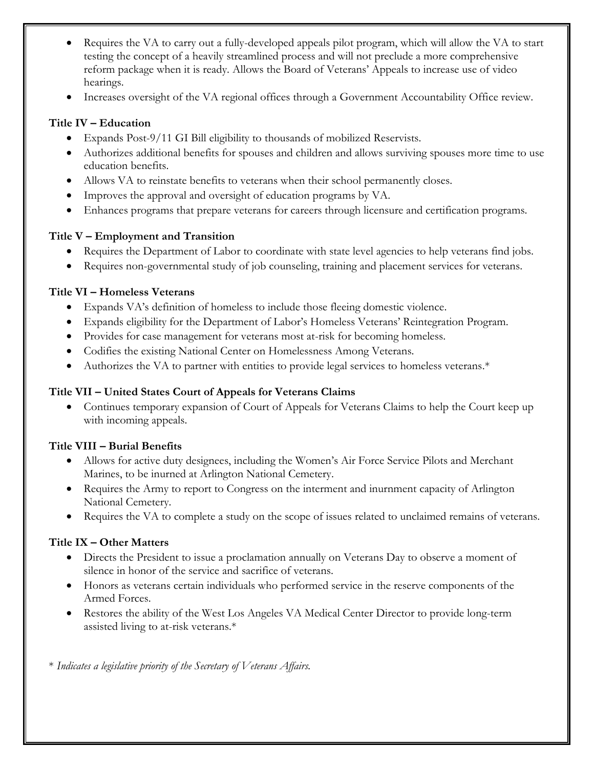- Requires the VA to carry out a fully-developed appeals pilot program, which will allow the VA to start testing the concept of a heavily streamlined process and will not preclude a more comprehensive reform package when it is ready. Allows the Board of Veterans' Appeals to increase use of video hearings.
- Increases oversight of the VA regional offices through a Government Accountability Office review.

**Title IV – Education**

- Expands Post-9/11 GI Bill eligibility to thousands of mobilized Reservists.
- Authorizes additional benefits for spouses and children and allows surviving spouses more time to use education benefits.
- Allows VA to reinstate benefits to veterans when their school permanently closes.
- Improves the approval and oversight of education programs by VA.
- Enhances programs that prepare veterans for careers through licensure and certification programs.

**Title V – Employment and Transition**

- Requires the Department of Labor to coordinate with state level agencies to help veterans find jobs.
- Requires non-governmental study of job counseling, training and placement services for veterans.

**Title VI – Homeless Veterans**

- Expands VA's definition of homeless to include those fleeing domestic violence.
- Expands eligibility for the Department of Labor's Homeless Veterans' Reintegration Program.
- Provides for case management for veterans most at-risk for becoming homeless.
- Codifies the existing National Center on Homelessness Among Veterans.
- Authorizes the VA to partner with entities to provide legal services to homeless veterans.*

**Title VII – United States Court of Appeals for Veterans Claims**

- Continues temporary expansion of Court of Appeals for Veterans Claims to help the Court keep up with incoming appeals.

**Title VIII – Burial Benefits**

- Allows for active duty designees, including the Women's Air Force Service Pilots and Merchant Marines, to be inurned at Arlington National Cemetery.
- Requires the Army to report to Congress on the interment and inurnment capacity of Arlington National Cemetery.
- Requires the VA to complete a study on the scope of issues related to unclaimed remains of veterans.

**Title IX – Other Matters**

- Directs the President to issue a proclamation annually on Veterans Day to observe a moment of silence in honor of the service and sacrifice of veterans.
- Honors as veterans certain individuals who performed service in the reserve components of the Armed Forces.
- Restores the ability of the West Los Angeles VA Medical Center Director to provide long-term assisted living to at-risk veterans.*

* *Indicates a legislative priority of the Secretary of Veterans Affairs.*